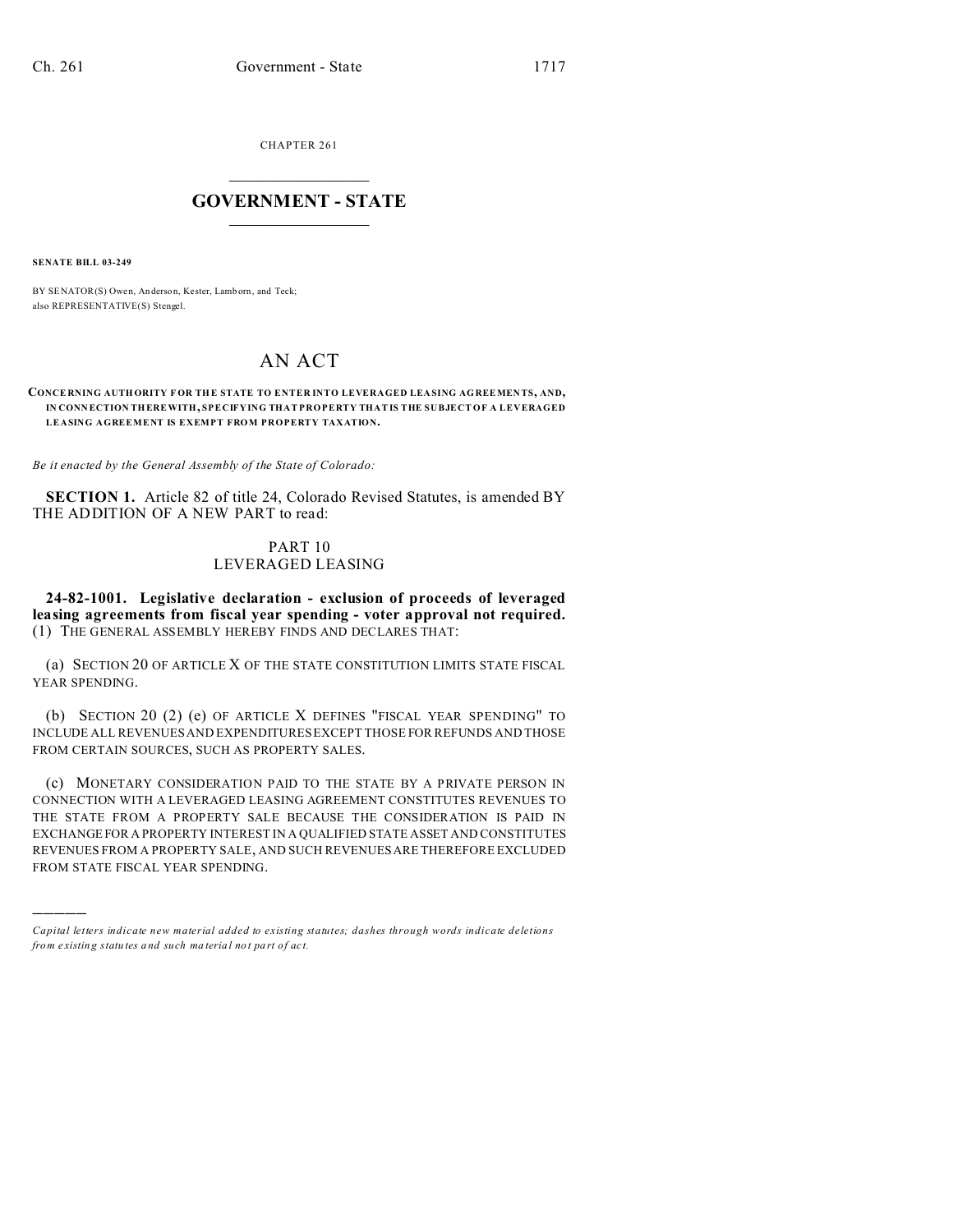CHAPTER 261

# GOVERNMENT - STATE

**SENATE BILL 03-249**

BY SENATOR(S) Owen, Anderson, Kester, Lamborn, and Teck;
also REPRESENTATIVE(S) Stengel.

# AN ACT

**CONCERNING AUTHORITY FOR THE STATE TO ENTER INTO LEVERAGED LEASING AGREEMENTS, AND, IN CONNECTION THEREWITH, SPECIFYING THAT PROPERTY THAT IS THE SUBJECT OF A LEVERAGED LEASING AGREEMENT IS EXEMPT FROM PROPERTY TAXATION.**

*Be it enacted by the General Assembly of the State of Colorado:*

**SECTION 1.** Article 82 of title 24, Colorado Revised Statutes, is amended BY THE ADDITION OF A NEW PART to read:

PART 10
LEVERAGED LEASING

**24-82-1001. Legislative declaration - exclusion of proceeds of leveraged leasing agreements from fiscal year spending - voter approval not required.** (1) THE GENERAL ASSEMBLY HEREBY FINDS AND DECLARES THAT:

(a) SECTION 20 OF ARTICLE X OF THE STATE CONSTITUTION LIMITS STATE FISCAL YEAR SPENDING.

(b) SECTION 20 (2) (e) OF ARTICLE X DEFINES "FISCAL YEAR SPENDING" TO INCLUDE ALL REVENUES AND EXPENDITURES EXCEPT THOSE FOR REFUNDS AND THOSE FROM CERTAIN SOURCES, SUCH AS PROPERTY SALES.

(c) MONETARY CONSIDERATION PAID TO THE STATE BY A PRIVATE PERSON IN CONNECTION WITH A LEVERAGED LEASING AGREEMENT CONSTITUTES REVENUES TO THE STATE FROM A PROPERTY SALE BECAUSE THE CONSIDERATION IS PAID IN EXCHANGE FOR A PROPERTY INTEREST IN A QUALIFIED STATE ASSET AND CONSTITUTES REVENUES FROM A PROPERTY SALE, AND SUCH REVENUES ARE THEREFORE EXCLUDED FROM STATE FISCAL YEAR SPENDING.

---

*Capital letters indicate new material added to existing statutes; dashes through words indicate deletions from existing statutes and such material not part of act.*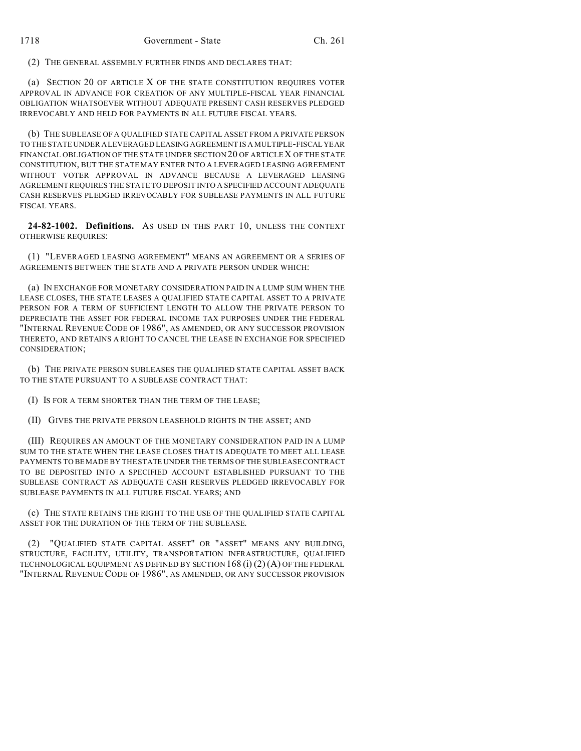(2) THE GENERAL ASSEMBLY FURTHER FINDS AND DECLARES THAT:

(a) SECTION 20 OF ARTICLE X OF THE STATE CONSTITUTION REQUIRES VOTER APPROVAL IN ADVANCE FOR CREATION OF ANY MULTIPLE-FISCAL YEAR FINANCIAL OBLIGATION WHATSOEVER WITHOUT ADEQUATE PRESENT CASH RESERVES PLEDGED IRREVOCABLY AND HELD FOR PAYMENTS IN ALL FUTURE FISCAL YEARS.

(b) THE SUBLEASE OF A QUALIFIED STATE CAPITAL ASSET FROM A PRIVATE PERSON TO THE STATE UNDER A LEVERAGED LEASING AGREEMENT IS A MULTIPLE-FISCAL YEAR FINANCIAL OBLIGATION OF THE STATE UNDER SECTION 20 OF ARTICLE X OF THE STATE CONSTITUTION, BUT THE STATE MAY ENTER INTO A LEVERAGED LEASING AGREEMENT WITHOUT VOTER APPROVAL IN ADVANCE BECAUSE A LEVERAGED LEASING AGREEMENT REQUIRES THE STATE TO DEPOSIT INTO A SPECIFIED ACCOUNT ADEQUATE CASH RESERVES PLEDGED IRREVOCABLY FOR SUBLEASE PAYMENTS IN ALL FUTURE FISCAL YEARS.

**24-82-1002. Definitions.** AS USED IN THIS PART 10, UNLESS THE CONTEXT OTHERWISE REQUIRES:

(1) "LEVERAGED LEASING AGREEMENT" MEANS AN AGREEMENT OR A SERIES OF AGREEMENTS BETWEEN THE STATE AND A PRIVATE PERSON UNDER WHICH:

(a) IN EXCHANGE FOR MONETARY CONSIDERATION PAID IN A LUMP SUM WHEN THE LEASE CLOSES, THE STATE LEASES A QUALIFIED STATE CAPITAL ASSET TO A PRIVATE PERSON FOR A TERM OF SUFFICIENT LENGTH TO ALLOW THE PRIVATE PERSON TO DEPRECIATE THE ASSET FOR FEDERAL INCOME TAX PURPOSES UNDER THE FEDERAL "INTERNAL REVENUE CODE OF 1986", AS AMENDED, OR ANY SUCCESSOR PROVISION THERETO, AND RETAINS A RIGHT TO CANCEL THE LEASE IN EXCHANGE FOR SPECIFIED CONSIDERATION;

(b) THE PRIVATE PERSON SUBLEASES THE QUALIFIED STATE CAPITAL ASSET BACK TO THE STATE PURSUANT TO A SUBLEASE CONTRACT THAT:

(I) IS FOR A TERM SHORTER THAN THE TERM OF THE LEASE;

(II) GIVES THE PRIVATE PERSON LEASEHOLD RIGHTS IN THE ASSET; AND

(III) REQUIRES AN AMOUNT OF THE MONETARY CONSIDERATION PAID IN A LUMP SUM TO THE STATE WHEN THE LEASE CLOSES THAT IS ADEQUATE TO MEET ALL LEASE PAYMENTS TO BE MADE BY THE STATE UNDER THE TERMS OF THE SUBLEASE CONTRACT TO BE DEPOSITED INTO A SPECIFIED ACCOUNT ESTABLISHED PURSUANT TO THE SUBLEASE CONTRACT AS ADEQUATE CASH RESERVES PLEDGED IRREVOCABLY FOR SUBLEASE PAYMENTS IN ALL FUTURE FISCAL YEARS; AND

(c) THE STATE RETAINS THE RIGHT TO THE USE OF THE QUALIFIED STATE CAPITAL ASSET FOR THE DURATION OF THE TERM OF THE SUBLEASE.

(2) "QUALIFIED STATE CAPITAL ASSET" OR "ASSET" MEANS ANY BUILDING, STRUCTURE, FACILITY, UTILITY, TRANSPORTATION INFRASTRUCTURE, QUALIFIED TECHNOLOGICAL EQUIPMENT AS DEFINED BY SECTION 168 (i) (2) (A) OF THE FEDERAL "INTERNAL REVENUE CODE OF 1986", AS AMENDED, OR ANY SUCCESSOR PROVISION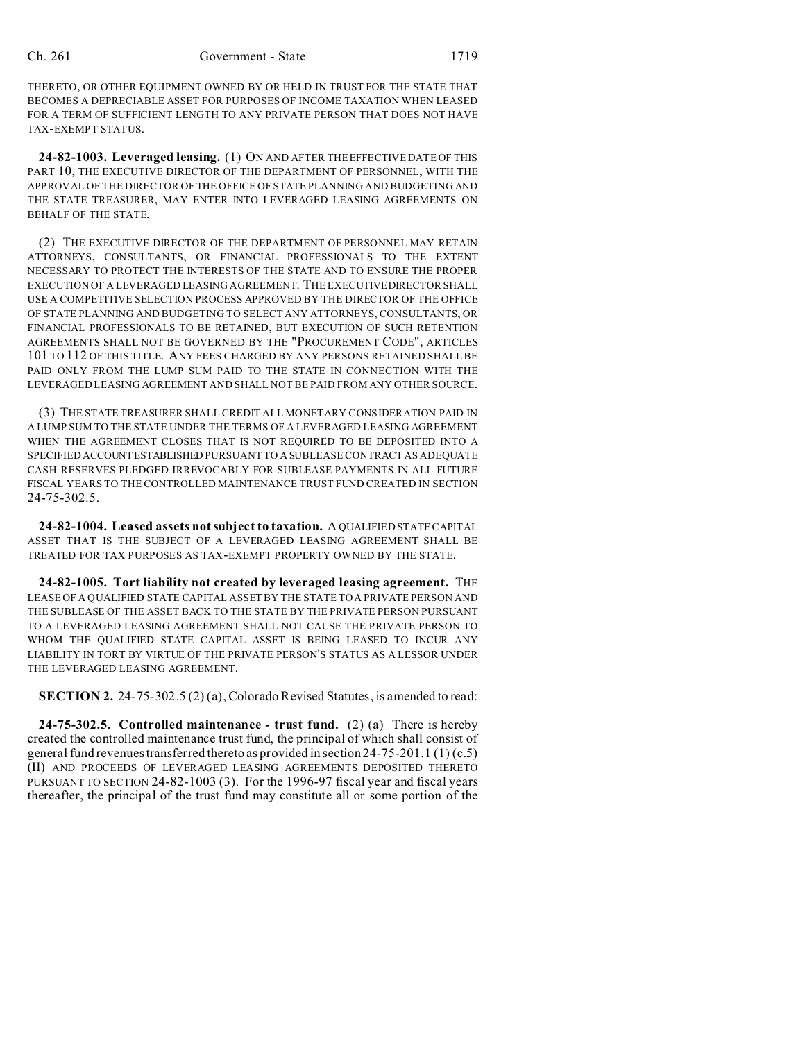THERETO, OR OTHER EQUIPMENT OWNED BY OR HELD IN TRUST FOR THE STATE THAT BECOMES A DEPRECIABLE ASSET FOR PURPOSES OF INCOME TAXATION WHEN LEASED FOR A TERM OF SUFFICIENT LENGTH TO ANY PRIVATE PERSON THAT DOES NOT HAVE TAX-EXEMPT STATUS.

**24-82-1003. Leveraged leasing.** (1) ON AND AFTER THE EFFECTIVE DATE OF THIS PART 10, THE EXECUTIVE DIRECTOR OF THE DEPARTMENT OF PERSONNEL, WITH THE APPROVAL OF THE DIRECTOR OF THE OFFICE OF STATE PLANNING AND BUDGETING AND THE STATE TREASURER, MAY ENTER INTO LEVERAGED LEASING AGREEMENTS ON BEHALF OF THE STATE.

(2) THE EXECUTIVE DIRECTOR OF THE DEPARTMENT OF PERSONNEL MAY RETAIN ATTORNEYS, CONSULTANTS, OR FINANCIAL PROFESSIONALS TO THE EXTENT NECESSARY TO PROTECT THE INTERESTS OF THE STATE AND TO ENSURE THE PROPER EXECUTION OF A LEVERAGED LEASING AGREEMENT. THE EXECUTIVE DIRECTOR SHALL USE A COMPETITIVE SELECTION PROCESS APPROVED BY THE DIRECTOR OF THE OFFICE OF STATE PLANNING AND BUDGETING TO SELECT ANY ATTORNEYS, CONSULTANTS, OR FINANCIAL PROFESSIONALS TO BE RETAINED, BUT EXECUTION OF SUCH RETENTION AGREEMENTS SHALL NOT BE GOVERNED BY THE "PROCUREMENT CODE", ARTICLES 101 TO 112 OF THIS TITLE. ANY FEES CHARGED BY ANY PERSONS RETAINED SHALL BE PAID ONLY FROM THE LUMP SUM PAID TO THE STATE IN CONNECTION WITH THE LEVERAGED LEASING AGREEMENT AND SHALL NOT BE PAID FROM ANY OTHER SOURCE.

(3) THE STATE TREASURER SHALL CREDIT ALL MONETARY CONSIDERATION PAID IN A LUMP SUM TO THE STATE UNDER THE TERMS OF A LEVERAGED LEASING AGREEMENT WHEN THE AGREEMENT CLOSES THAT IS NOT REQUIRED TO BE DEPOSITED INTO A SPECIFIED ACCOUNT ESTABLISHED PURSUANT TO A SUBLEASE CONTRACT AS ADEQUATE CASH RESERVES PLEDGED IRREVOCABLY FOR SUBLEASE PAYMENTS IN ALL FUTURE FISCAL YEARS TO THE CONTROLLED MAINTENANCE TRUST FUND CREATED IN SECTION 24-75-302.5.

**24-82-1004. Leased assets not subject to taxation.** A QUALIFIED STATE CAPITAL ASSET THAT IS THE SUBJECT OF A LEVERAGED LEASING AGREEMENT SHALL BE TREATED FOR TAX PURPOSES AS TAX-EXEMPT PROPERTY OWNED BY THE STATE.

**24-82-1005. Tort liability not created by leveraged leasing agreement.** THE LEASE OF A QUALIFIED STATE CAPITAL ASSET BY THE STATE TO A PRIVATE PERSON AND THE SUBLEASE OF THE ASSET BACK TO THE STATE BY THE PRIVATE PERSON PURSUANT TO A LEVERAGED LEASING AGREEMENT SHALL NOT CAUSE THE PRIVATE PERSON TO WHOM THE QUALIFIED STATE CAPITAL ASSET IS BEING LEASED TO INCUR ANY LIABILITY IN TORT BY VIRTUE OF THE PRIVATE PERSON'S STATUS AS A LESSOR UNDER THE LEVERAGED LEASING AGREEMENT.

**SECTION 2.** 24-75-302.5 (2) (a), Colorado Revised Statutes, is amended to read:

**24-75-302.5. Controlled maintenance - trust fund.** (2) (a) There is hereby created the controlled maintenance trust fund, the principal of which shall consist of general fund revenues transferred thereto as provided in section 24-75-201.1 (1) (c.5) (II) AND PROCEEDS OF LEVERAGED LEASING AGREEMENTS DEPOSITED THERETO PURSUANT TO SECTION 24-82-1003 (3). For the 1996-97 fiscal year and fiscal years thereafter, the principal of the trust fund may constitute all or some portion of the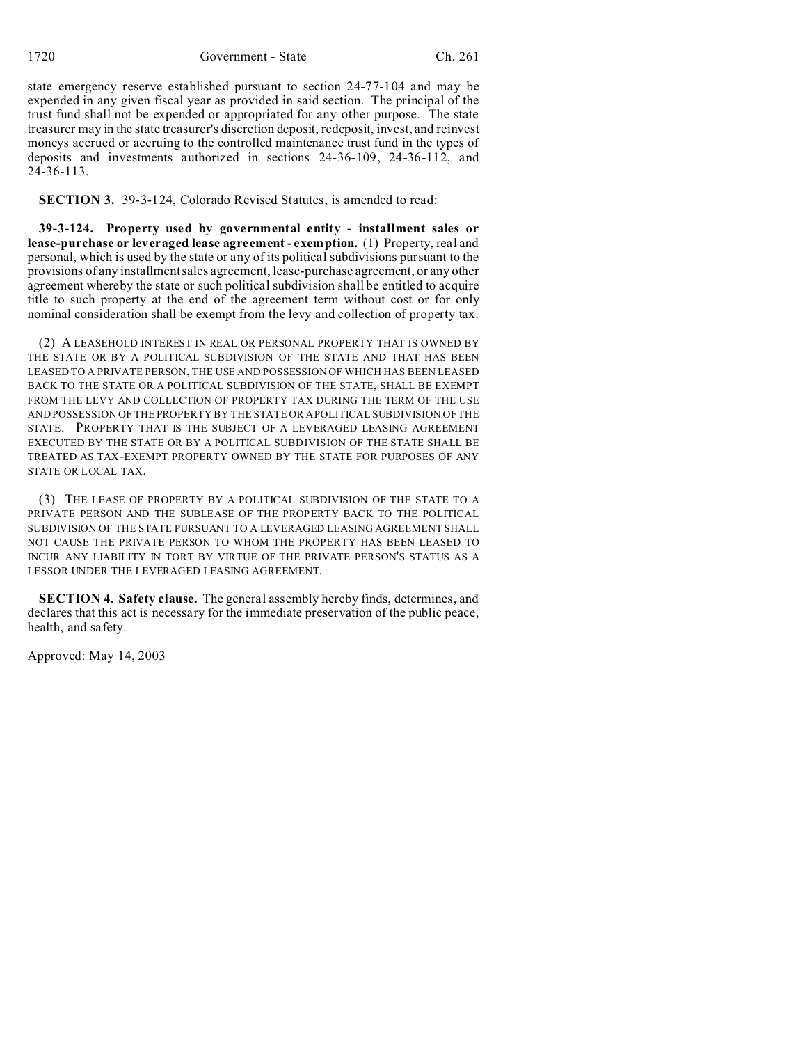state emergency reserve established pursuant to section 24-77-104 and may be expended in any given fiscal year as provided in said section. The principal of the trust fund shall not be expended or appropriated for any other purpose. The state treasurer may in the state treasurer's discretion deposit, redeposit, invest, and reinvest moneys accrued or accruing to the controlled maintenance trust fund in the types of deposits and investments authorized in sections 24-36-109, 24-36-112, and 24-36-113.

**SECTION 3.** 39-3-124, Colorado Revised Statutes, is amended to read:

**39-3-124. Property used by governmental entity - installment sales or lease-purchase or leveraged lease agreement - exemption.** (1) Property, real and personal, which is used by the state or any of its political subdivisions pursuant to the provisions of any installment sales agreement, lease-purchase agreement, or any other agreement whereby the state or such political subdivision shall be entitled to acquire title to such property at the end of the agreement term without cost or for only nominal consideration shall be exempt from the levy and collection of property tax.

(2) A LEASEHOLD INTEREST IN REAL OR PERSONAL PROPERTY THAT IS OWNED BY THE STATE OR BY A POLITICAL SUBDIVISION OF THE STATE AND THAT HAS BEEN LEASED TO A PRIVATE PERSON, THE USE AND POSSESSION OF WHICH HAS BEEN LEASED BACK TO THE STATE OR A POLITICAL SUBDIVISION OF THE STATE, SHALL BE EXEMPT FROM THE LEVY AND COLLECTION OF PROPERTY TAX DURING THE TERM OF THE USE AND POSSESSION OF THE PROPERTY BY THE STATE OR A POLITICAL SUBDIVISION OF THE STATE. PROPERTY THAT IS THE SUBJECT OF A LEVERAGED LEASING AGREEMENT EXECUTED BY THE STATE OR BY A POLITICAL SUBDIVISION OF THE STATE SHALL BE TREATED AS TAX-EXEMPT PROPERTY OWNED BY THE STATE FOR PURPOSES OF ANY STATE OR LOCAL TAX.

(3) THE LEASE OF PROPERTY BY A POLITICAL SUBDIVISION OF THE STATE TO A PRIVATE PERSON AND THE SUBLEASE OF THE PROPERTY BACK TO THE POLITICAL SUBDIVISION OF THE STATE PURSUANT TO A LEVERAGED LEASING AGREEMENT SHALL NOT CAUSE THE PRIVATE PERSON TO WHOM THE PROPERTY HAS BEEN LEASED TO INCUR ANY LIABILITY IN TORT BY VIRTUE OF THE PRIVATE PERSON'S STATUS AS A LESSOR UNDER THE LEVERAGED LEASING AGREEMENT.

**SECTION 4. Safety clause.** The general assembly hereby finds, determines, and declares that this act is necessary for the immediate preservation of the public peace, health, and safety.

Approved: May 14, 2003